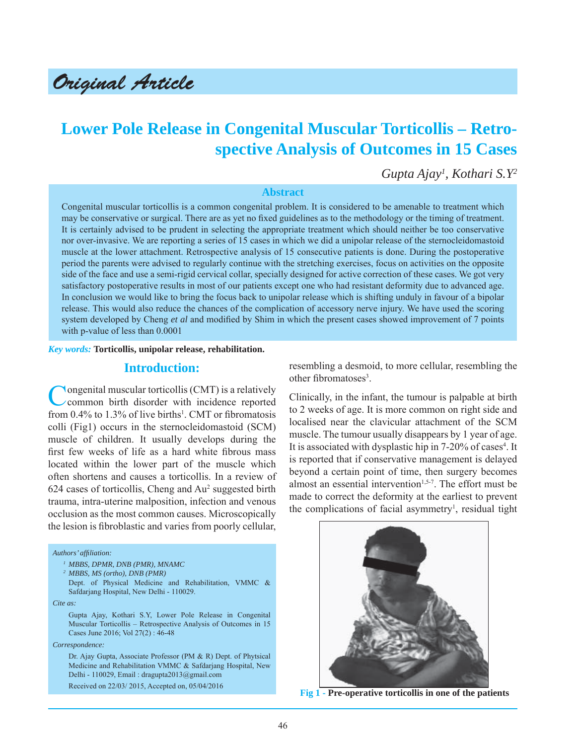*Original Article*

# Lower Pole Release in Congenital Muscular Torticollis – Retrospective Analysis of Outcomes in 15 Cases

*Gupta Ajay[1], Kothari S.Y[2]*

## Abstract

Congenital muscular torticollis is a common congenital problem. It is considered to be amenable to treatment which may be conservative or surgical. There are as yet no fixed guidelines as to the methodology or the timing of treatment. It is certainly advised to be prudent in selecting the appropriate treatment which should neither be too conservative nor over-invasive. We are reporting a series of 15 cases in which we did a unipolar release of the sternocleidomastoid muscle at the lower attachment. Retrospective analysis of 15 consecutive patients is done. During the postoperative period the parents were advised to regularly continue with the stretching exercises, focus on activities on the opposite side of the face and use a semi-rigid cervical collar, specially designed for active correction of these cases. We got very satisfactory postoperative results in most of our patients except one who had resistant deformity due to advanced age. In conclusion we would like to bring the focus back to unipolar release which is shifting unduly in favour of a bipolar release. This would also reduce the chances of the complication of accessory nerve injury. We have used the scoring system developed by Cheng *et al* and modified by Shim in which the present cases showed improvement of 7 points with p-value of less than 0.0001

***Key words:*** **Torticollis, unipolar release, rehabilitation.**

## Introduction:

Congenital muscular torticollis (CMT) is a relatively common birth disorder with incidence reported from 0.4% to 1.3% of live births[1]. CMT or fibromatosis colli (Fig1) occurs in the sternocleidomastoid (SCM) muscle of children. It usually develops during the first few weeks of life as a hard white fibrous mass located within the lower part of the muscle which often shortens and causes a torticollis. In a review of 624 cases of torticollis, Cheng and Au[2] suggested birth trauma, intra-uterine malposition, infection and venous occlusion as the most common causes. Microscopically the lesion is fibroblastic and varies from poorly cellular, resembling a desmoid, to more cellular, resembling the other fibromatoses[3].

Clinically, in the infant, the tumour is palpable at birth to 2 weeks of age. It is more common on right side and localised near the clavicular attachment of the SCM muscle. The tumour usually disappears by 1 year of age. It is associated with dysplastic hip in 7-20% of cases[4]. It is reported that if conservative management is delayed beyond a certain point of time, then surgery becomes almost an essential intervention[1,5-7]. The effort must be made to correct the deformity at the earliest to prevent the complications of facial asymmetry[1], residual tight

**Fig 1 - Pre-operative torticollis in one of the patients**

*Authors' affiliation:*

[1] MBBS, DPMR, DNB (PMR), MNAMC
[2] MBBS, MS (ortho), DNB (PMR)
Dept. of Physical Medicine and Rehabilitation, VMMC & Safdarjang Hospital, New Delhi - 110029.

*Cite as:*

Gupta Ajay, Kothari S.Y, Lower Pole Release in Congenital Muscular Torticollis – Retrospective Analysis of Outcomes in 15 Cases June 2016; Vol 27(2) : 46-48

*Correspondence:*

Dr. Ajay Gupta, Associate Professor (PM & R) Dept. of Phytsical Medicine and Rehabilitation VMMC & Safdarjang Hospital, New Delhi - 110029, Email : dragupta2013@gmail.com

Received on 22/03/ 2015, Accepted on, 05/04/2016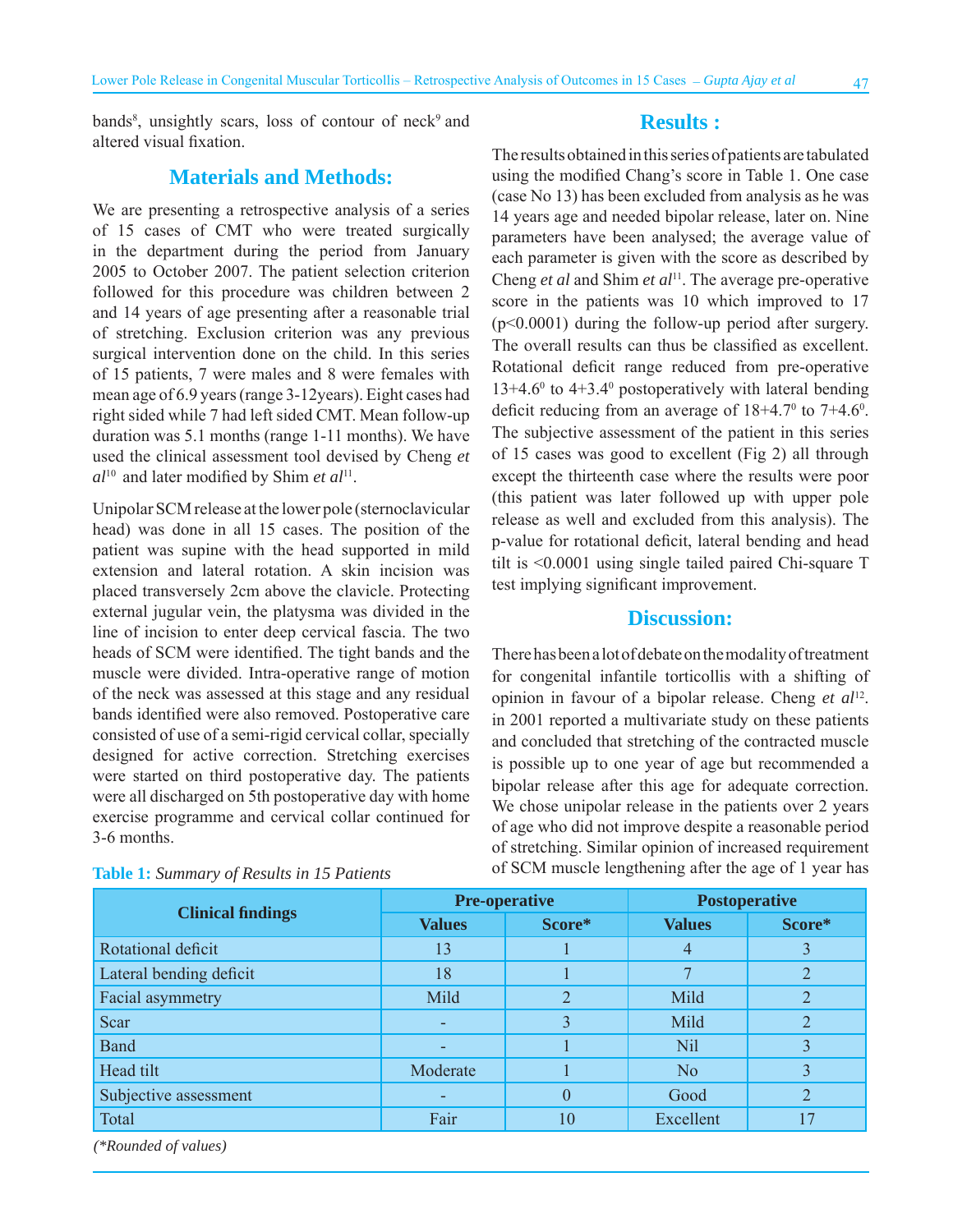bands[8], unsightly scars, loss of contour of neck[9] and altered visual fixation.

## Materials and Methods:

We are presenting a retrospective analysis of a series of 15 cases of CMT who were treated surgically in the department during the period from January 2005 to October 2007. The patient selection criterion followed for this procedure was children between 2 and 14 years of age presenting after a reasonable trial of stretching. Exclusion criterion was any previous surgical intervention done on the child. In this series of 15 patients, 7 were males and 8 were females with mean age of 6.9 years (range 3-12years). Eight cases had right sided while 7 had left sided CMT. Mean follow-up duration was 5.1 months (range 1-11 months). We have used the clinical assessment tool devised by Cheng *et al*[10] and later modified by Shim *et al*[11].

Unipolar SCM release at the lower pole (sternoclavicular head) was done in all 15 cases. The position of the patient was supine with the head supported in mild extension and lateral rotation. A skin incision was placed transversely 2cm above the clavicle. Protecting external jugular vein, the platysma was divided in the line of incision to enter deep cervical fascia. The two heads of SCM were identified. The tight bands and the muscle were divided. Intra-operative range of motion of the neck was assessed at this stage and any residual bands identified were also removed. Postoperative care consisted of use of a semi-rigid cervical collar, specially designed for active correction. Stretching exercises were started on third postoperative day. The patients were all discharged on 5th postoperative day with home exercise programme and cervical collar continued for 3-6 months.

## Results :

The results obtained in this series of patients are tabulated using the modified Chang's score in Table 1. One case (case No 13) has been excluded from analysis as he was 14 years age and needed bipolar release, later on. Nine parameters have been analysed; the average value of each parameter is given with the score as described by Cheng *et al* and Shim *et al*[11]. The average pre-operative score in the patients was 10 which improved to 17 ($p<0.0001$) during the follow-up period after surgery. The overall results can thus be classified as excellent. Rotational deficit range reduced from pre-operative $13+4.6^0$ to $4+3.4^0$ postoperatively with lateral bending deficit reducing from an average of $18+4.7^0$ to $7+4.6^0$. The subjective assessment of the patient in this series of 15 cases was good to excellent (Fig 2) all through except the thirteenth case where the results were poor (this patient was later followed up with upper pole release as well and excluded from this analysis). The p-value for rotational deficit, lateral bending and head tilt is <0.0001 using single tailed paired Chi-square T test implying significant improvement.

## Discussion:

There has been a lot of debate on the modality of treatment for congenital infantile torticollis with a shifting of opinion in favour of a bipolar release. Cheng *et al*[12]. in 2001 reported a multivariate study on these patients and concluded that stretching of the contracted muscle is possible up to one year of age but recommended a bipolar release after this age for adequate correction. We chose unipolar release in the patients over 2 years of age who did not improve despite a reasonable period of stretching. Similar opinion of increased requirement of SCM muscle lengthening after the age of 1 year has

**Table 1:** *Summary of Results in 15 Patients*

| Clinical findings | Pre-operative | | Postoperative | |
|---|---|---|---|---|
| | Values | Score* | Values | Score* |
| Rotational deficit | 13 | 1 | 4 | 3 |
| Lateral bending deficit | 18 | 1 | 7 | 2 |
| Facial asymmetry | Mild | 2 | Mild | 2 |
| Scar | - | 3 | Mild | 2 |
| Band | - | 1 | Nil | 3 |
| Head tilt | Moderate | 1 | No | 3 |
| Subjective assessment | - | 0 | Good | 2 |
| Total | Fair | 10 | Excellent | 17 |

*(\*Rounded of values)*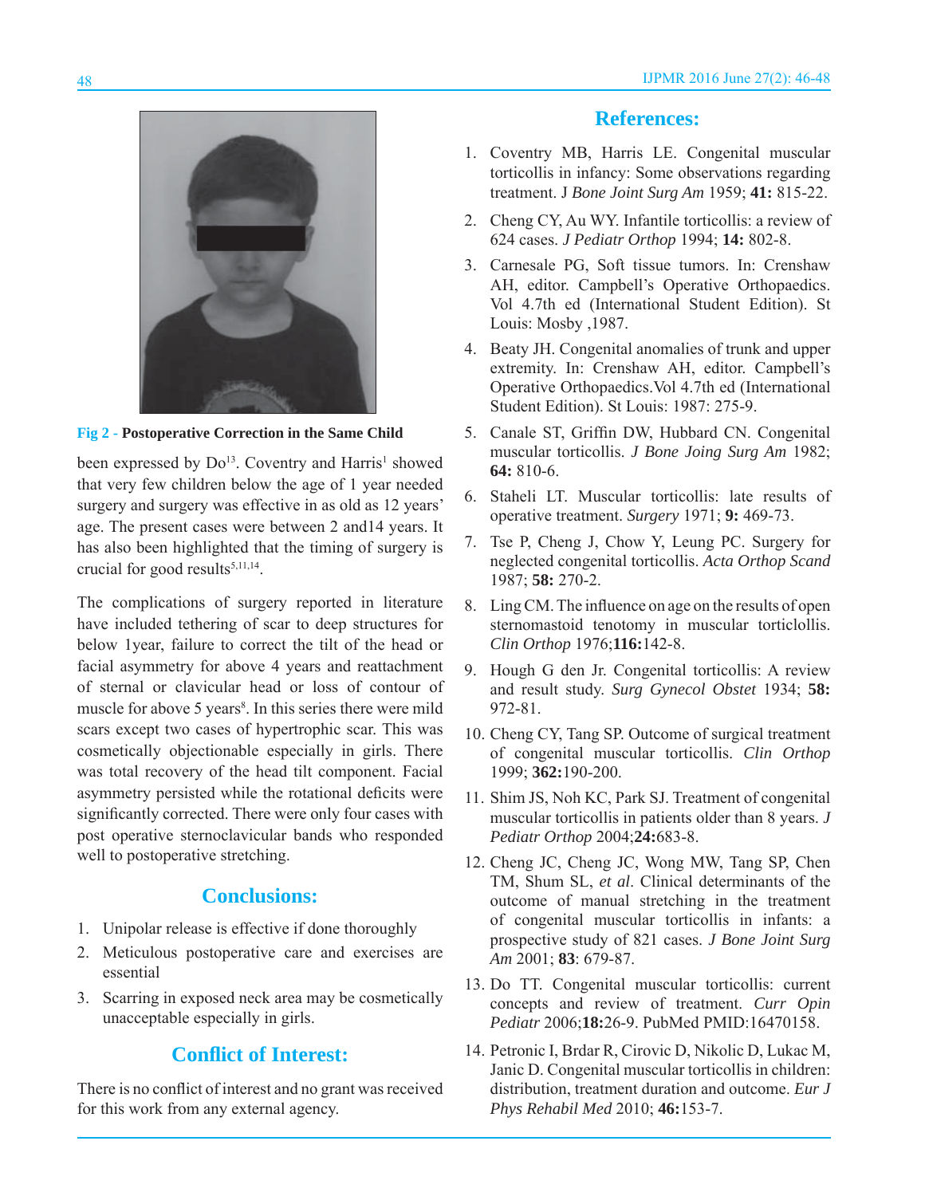Fig 2 - **Postoperative Correction in the Same Child**

been expressed by Do[13]. Coventry and Harris[1] showed that very few children below the age of 1 year needed surgery and surgery was effective in as old as 12 years' age. The present cases were between 2 and14 years. It has also been highlighted that the timing of surgery is crucial for good results[5,11,14].

The complications of surgery reported in literature have included tethering of scar to deep structures for below 1year, failure to correct the tilt of the head or facial asymmetry for above 4 years and reattachment of sternal or clavicular head or loss of contour of muscle for above 5 years[8]. In this series there were mild scars except two cases of hypertrophic scar. This was cosmetically objectionable especially in girls. There was total recovery of the head tilt component. Facial asymmetry persisted while the rotational deficits were significantly corrected. There were only four cases with post operative sternoclavicular bands who responded well to postoperative stretching.

## Conclusions:

1. Unipolar release is effective if done thoroughly
2. Meticulous postoperative care and exercises are essential
3. Scarring in exposed neck area may be cosmetically unacceptable especially in girls.

## Conflict of Interest:

There is no conflict of interest and no grant was received for this work from any external agency.

## References:

1. Coventry MB, Harris LE. Congenital muscular torticollis in infancy: Some observations regarding treatment. J *Bone Joint Surg Am* 1959; **41:** 815-22.
2. Cheng CY, Au WY. Infantile torticollis: a review of 624 cases. *J Pediatr Orthop* 1994; **14:** 802-8.
3. Carnesale PG, Soft tissue tumors. In: Crenshaw AH, editor. Campbell's Operative Orthopaedics. Vol 4.7th ed (International Student Edition). St Louis: Mosby ,1987.
4. Beaty JH. Congenital anomalies of trunk and upper extremity. In: Crenshaw AH, editor. Campbell's Operative Orthopaedics.Vol 4.7th ed (International Student Edition). St Louis: 1987: 275-9.
5. Canale ST, Griffin DW, Hubbard CN. Congenital muscular torticollis. *J Bone Joing Surg Am* 1982; **64:** 810-6.
6. Staheli LT. Muscular torticollis: late results of operative treatment. *Surgery* 1971; **9:** 469-73.
7. Tse P, Cheng J, Chow Y, Leung PC. Surgery for neglected congenital torticollis. *Acta Orthop Scand* 1987; **58:** 270-2.
8. Ling CM. The influence on age on the results of open sternomastoid tenotomy in muscular torticlollis. *Clin Orthop* 1976;**116:**142-8.
9. Hough G den Jr. Congenital torticollis: A review and result study. *Surg Gynecol Obstet* 1934; **58:** 972-81.
10. Cheng CY, Tang SP. Outcome of surgical treatment of congenital muscular torticollis. *Clin Orthop* 1999; **362:**190-200.
11. Shim JS, Noh KC, Park SJ. Treatment of congenital muscular torticollis in patients older than 8 years. *J Pediatr Orthop* 2004;**24:**683-8.
12. Cheng JC, Cheng JC, Wong MW, Tang SP, Chen TM, Shum SL, *et al*. Clinical determinants of the outcome of manual stretching in the treatment of congenital muscular torticollis in infants: a prospective study of 821 cases. *J Bone Joint Surg Am* 2001; **83**: 679-87.
13. Do TT. Congenital muscular torticollis: current concepts and review of treatment. *Curr Opin Pediatr* 2006;**18:**26-9. PubMed PMID:16470158.
14. Petronic I, Brdar R, Cirovic D, Nikolic D, Lukac M, Janic D. Congenital muscular torticollis in children: distribution, treatment duration and outcome. *Eur J Phys Rehabil Med* 2010; **46:**153-7.